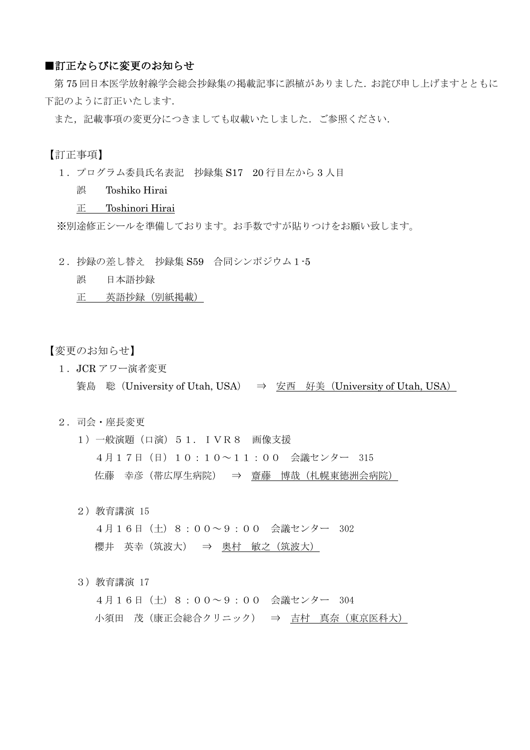## ■訂正ならびに変更のお知らせ

第 75 回日本医学放射線学会総会抄録集の掲載記事に誤植がありました．お詫び申し上げますとともに下記のように訂正いたします．

また，記載事項の変更分につきましても収載いたしました．ご参照ください．

【訂正事項】

1．プログラム委員氏名表記　抄録集 S17　20 行目左から 3 人目

誤　　Toshiko Hirai

正　　Toshinori Hirai

※別途修正シールを準備しております。お手数ですが貼りつけをお願い致します。

2．抄録の差し替え　抄録集 S59　合同シンポジウム１-5

誤　　日本語抄録

正　　英語抄録（別紙掲載）

【変更のお知らせ】

1．JCR アワー演者変更

簑島　聡（University of Utah, USA）　⇒　安西　好美（University of Utah, USA）

2．司会・座長変更

1）一般演題（口演）５１．ＩＶＲ８　画像支援

４月１７日（日）１０：１０～１１：００　会議センター　315

佐藤　幸彦（帯広厚生病院）　⇒　齋藤　博哉（札幌東徳洲会病院）

2）教育講演 15

４月１６日（土）８：００～９：００　会議センター　302

櫻井　英幸（筑波大）　⇒　奥村　敏之（筑波大）

3）教育講演 17

４月１６日（土）８：００～９：００　会議センター　304

小須田　茂（康正会総合クリニック）　⇒　吉村　真奈（東京医科大）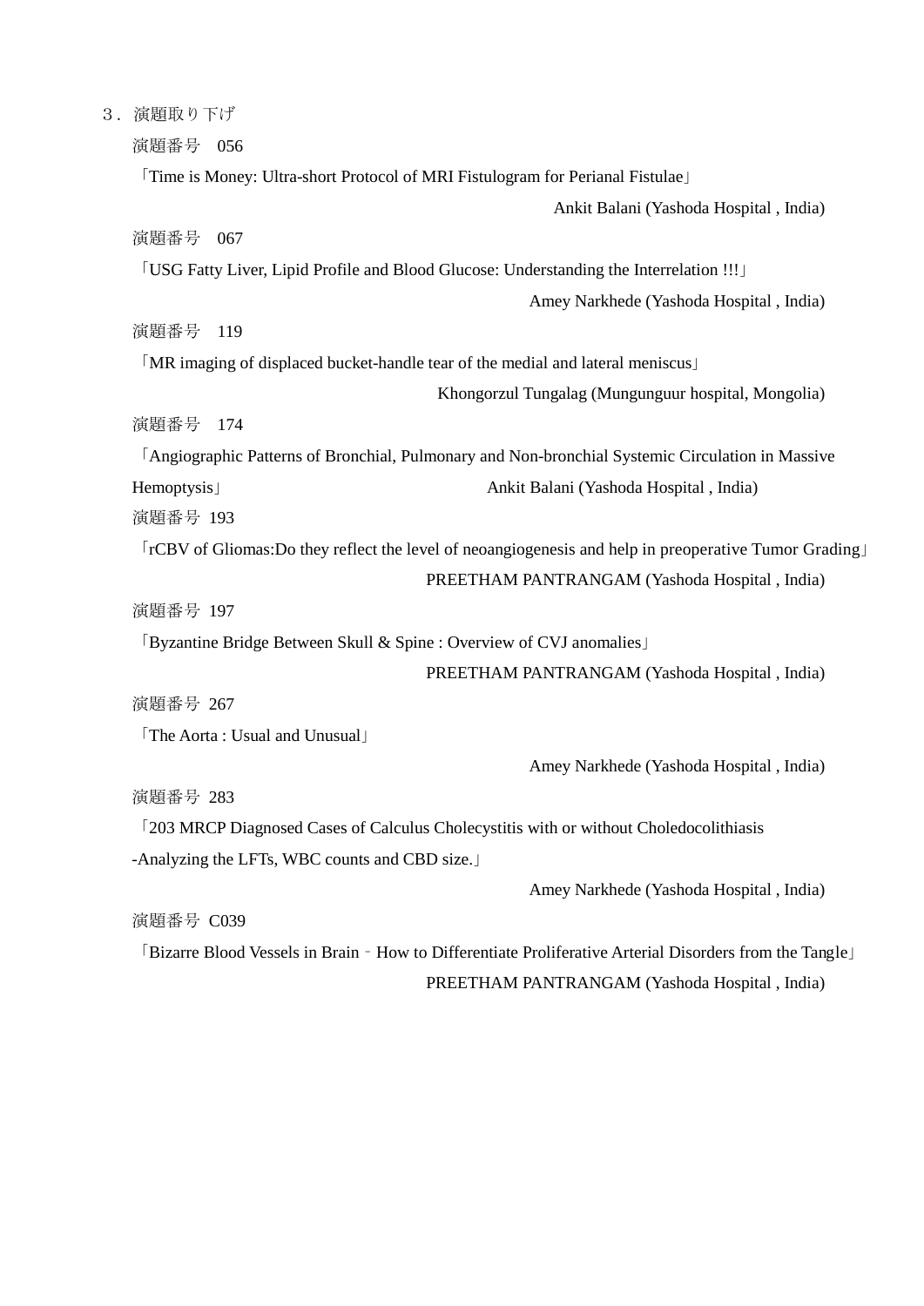３．演題取り下げ

演題番号　056

「Time is Money: Ultra-short Protocol of MRI Fistulogram for Perianal Fistulae」

Ankit Balani (Yashoda Hospital , India)

演題番号　067

「USG Fatty Liver, Lipid Profile and Blood Glucose: Understanding the Interrelation !!!」

Amey Narkhede (Yashoda Hospital , India)

演題番号　119

「MR imaging of displaced bucket-handle tear of the medial and lateral meniscus」

Khongorzul Tungalag (Mungunguur hospital, Mongolia)

演題番号　174

「Angiographic Patterns of Bronchial, Pulmonary and Non-bronchial Systemic Circulation in Massive Hemoptysis」

Ankit Balani (Yashoda Hospital , India)

演題番号 193

「rCBV of Gliomas:Do they reflect the level of neoangiogenesis and help in preoperative Tumor Grading」

PREETHAM PANTRANGAM (Yashoda Hospital , India)

演題番号 197

「Byzantine Bridge Between Skull & Spine : Overview of CVJ anomalies」

PREETHAM PANTRANGAM (Yashoda Hospital , India)

演題番号 267

「The Aorta : Usual and Unusual」

Amey Narkhede (Yashoda Hospital , India)

演題番号 283

「203 MRCP Diagnosed Cases of Calculus Cholecystitis with or without Choledocolithiasis -Analyzing the LFTs, WBC counts and CBD size.」

Amey Narkhede (Yashoda Hospital , India)

演題番号 C039

「Bizarre Blood Vessels in Brain – How to Differentiate Proliferative Arterial Disorders from the Tangle」

PREETHAM PANTRANGAM (Yashoda Hospital , India)